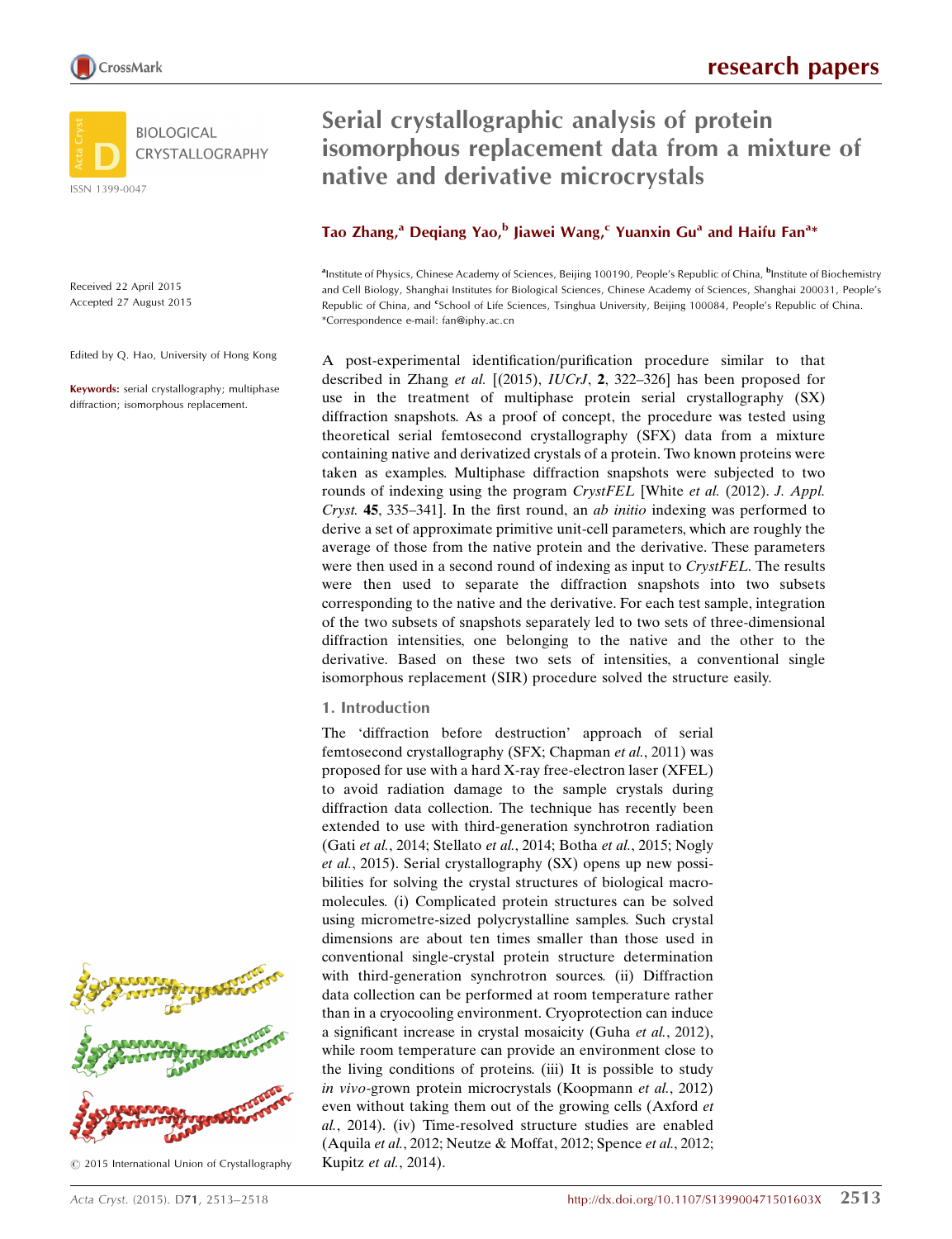# Serial crystallographic analysis of protein isomorphous replacement data from a mixture of native and derivative microcrystals

**Tao Zhang,[a] Deqiang Yao,[b] Jiawei Wang,[c] Yuanxin Gu[a] and Haifu Fan[a]***

[a]Institute of Physics, Chinese Academy of Sciences, Beijing 100190, People's Republic of China, [b]Institute of Biochemistry and Cell Biology, Shanghai Institutes for Biological Sciences, Chinese Academy of Sciences, Shanghai 200031, People's Republic of China, and [c]School of Life Sciences, Tsinghua University, Beijing 100084, People's Republic of China. *Correspondence e-mail: fan@iphy.ac.cn

Received 22 April 2015
Accepted 27 August 2015

Edited by Q. Hao, University of Hong Kong

**Keywords:** serial crystallography; multiphase diffraction; isomorphous replacement.

A post-experimental identification/purification procedure similar to that described in Zhang *et al.* [(2015), *IUCrJ*, **2**, 322–326] has been proposed for use in the treatment of multiphase protein serial crystallography (SX) diffraction snapshots. As a proof of concept, the procedure was tested using theoretical serial femtosecond crystallography (SFX) data from a mixture containing native and derivatized crystals of a protein. Two known proteins were taken as examples. Multiphase diffraction snapshots were subjected to two rounds of indexing using the program *CrystFEL* [White *et al.* (2012). *J. Appl. Cryst.* **45**, 335–341]. In the first round, an *ab initio* indexing was performed to derive a set of approximate primitive unit-cell parameters, which are roughly the average of those from the native protein and the derivative. These parameters were then used in a second round of indexing as input to *CrystFEL*. The results were then used to separate the diffraction snapshots into two subsets corresponding to the native and the derivative. For each test sample, integration of the two subsets of snapshots separately led to two sets of three-dimensional diffraction intensities, one belonging to the native and the other to the derivative. Based on these two sets of intensities, a conventional single isomorphous replacement (SIR) procedure solved the structure easily.

## 1. Introduction

The 'diffraction before destruction' approach of serial femtosecond crystallography (SFX; Chapman *et al.*, 2011) was proposed for use with a hard X-ray free-electron laser (XFEL) to avoid radiation damage to the sample crystals during diffraction data collection. The technique has recently been extended to use with third-generation synchrotron radiation (Gati *et al.*, 2014; Stellato *et al.*, 2014; Botha *et al.*, 2015; Nogly *et al.*, 2015). Serial crystallography (SX) opens up new possibilities for solving the crystal structures of biological macromolecules. (i) Complicated protein structures can be solved using micrometre-sized polycrystalline samples. Such crystal dimensions are about ten times smaller than those used in conventional single-crystal protein structure determination with third-generation synchrotron sources. (ii) Diffraction data collection can be performed at room temperature rather than in a cryocooling environment. Cryoprotection can induce a significant increase in crystal mosaicity (Guha *et al.*, 2012), while room temperature can provide an environment close to the living conditions of proteins. (iii) It is possible to study *in vivo*-grown protein microcrystals (Koopmann *et al.*, 2012) even without taking them out of the growing cells (Axford *et al.*, 2014). (iv) Time-resolved structure studies are enabled (Aquila *et al.*, 2012; Neutze & Moffat, 2012; Spence *et al.*, 2012; Kupitz *et al.*, 2014).

© 2015 International Union of Crystallography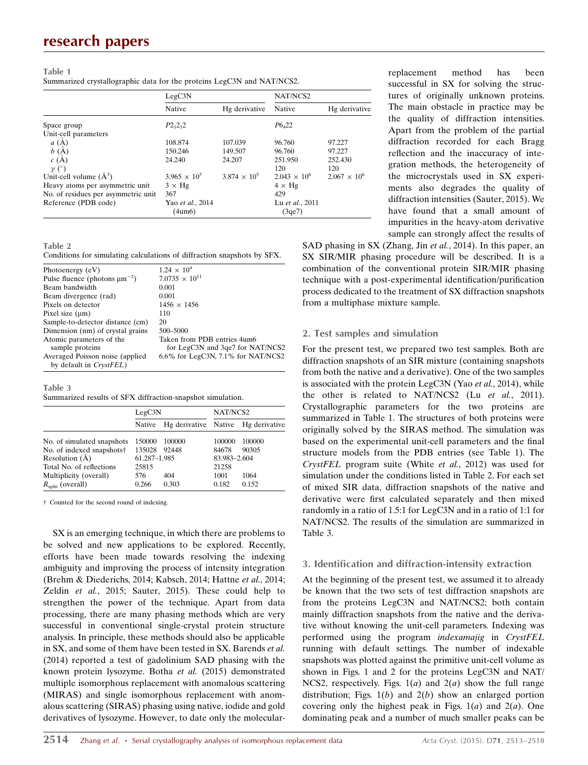**Table 1**
Summarized crystallographic data for the proteins LegC3N and NAT/NCS2.

| | LegC3N | | NAT/NCS2 | |
|---|---|---|---|---|
| | Native | Hg derivative | Native | Hg derivative |
| Space group | $P2_12_12$ | | $P6_422$ | |
| Unit-cell parameters | | | | |
| $a$ (Å) | 108.874 | 107.039 | 96.760 | 97.227 |
| $b$ (Å) | 150.246 | 149.507 | 96.760 | 97.227 |
| $c$ (Å) | 24.240 | 24.207 | 251.950 | 252.430 |
| $\gamma$ (°) | | | 120 | 120 |
| Unit-cell volume (Å$^3$) | $3.965 \times 10^5$ | $3.874 \times 10^5$ | $2.043 \times 10^6$ | $2.067 \times 10^6$ |
| Heavy atoms per asymmetric unit | 3 × Hg | | 4 × Hg | |
| No. of residues per asymmetric unit | 367 | | 429 | |
| Reference (PDB code) | Yao *et al.*, 2014 (4um6) | | Lu *et al.*, 2011 (3qe7) | |

**Table 2**
Conditions for simulating calculations of diffraction snapshots by SFX.

| | |
|---|---|
| Photoenergy (eV) | $1.24 \times 10^4$ |
| Pulse fluence (photons μm$^{-2}$) | $7.0735 \times 10^{11}$ |
| Beam bandwidth | 0.001 |
| Beam divergence (rad) | 0.001 |
| Pixels on detector | 1456 × 1456 |
| Pixel size (μm) | 110 |
| Sample-to-detector distance (cm) | 20 |
| Dimension (nm) of crystal grains | 500–5000 |
| Atomic parameters of the sample proteins | Taken from PDB entries 4um6 for LegC3N and 3qe7 for NAT/NCS2 |
| Averaged Poisson noise (applied by default in *CrystFEL*) | 6.6% for LegC3N, 7.1% for NAT/NCS2 |

**Table 3**
Summarized results of SFX diffraction-snapshot simulation.

| | LegC3N | | NAT/NCS2 | |
|---|---|---|---|---|
| | Native | Hg derivative | Native | Hg derivative |
| No. of simulated snapshots | 150000 | 100000 | 100000 | 100000 |
| No. of indexed snapshots† | 135028 | 92448 | 84678 | 90305 |
| Resolution (Å) | 61.287–1.985 | | 83.983–2.604 | |
| Total No. of reflections | 25815 | | 21258 | |
| Multiplicity (overall) | 576 | 404 | 1001 | 1064 |
| $R_{\rm split}$ (overall) | 0.266 | 0.303 | 0.182 | 0.152 |

† Counted for the second round of indexing.

SX is an emerging technique, in which there are problems to be solved and new applications to be explored. Recently, efforts have been made towards resolving the indexing ambiguity and improving the process of intensity integration (Brehm & Diederichs, 2014; Kabsch, 2014; Hattne *et al.*, 2014; Zeldin *et al.*, 2015; Sauter, 2015). These could help to strengthen the power of the technique. Apart from data processing, there are many phasing methods which are very successful in conventional single-crystal protein structure analysis. In principle, these methods should also be applicable in SX, and some of them have been tested in SX. Barends *et al.* (2014) reported a test of gadolinium SAD phasing with the known protein lysozyme. Botha *et al.* (2015) demonstrated multiple isomorphous replacement with anomalous scattering (MIRAS) and single isomorphous replacement with anomalous scattering (SIRAS) phasing using native, iodide and gold derivatives of lysozyme. However, to date only the molecular-replacement method has been successful in SX for solving the structures of originally unknown proteins. The main obstacle in practice may be the quality of diffraction intensities. Apart from the problem of the partial diffraction recorded for each Bragg reflection and the inaccuracy of integration methods, the heterogeneity of the microcrystals used in SX experiments also degrades the quality of diffraction intensities (Sauter, 2015). We have found that a small amount of impurities in the heavy-atom derivative sample can strongly affect the results of SAD phasing in SX (Zhang, Jin *et al.*, 2014). In this paper, an SX SIR/MIR phasing procedure will be described. It is a combination of the conventional protein SIR/MIR phasing technique with a post-experimental identification/purification process dedicated to the treatment of SX diffraction snapshots from a multiphase mixture sample.

## 2. Test samples and simulation

For the present test, we prepared two test samples. Both are diffraction snapshots of an SIR mixture (containing snapshots from both the native and a derivative). One of the two samples is associated with the protein LegC3N (Yao *et al.*, 2014), while the other is related to NAT/NCS2 (Lu *et al.*, 2011). Crystallographic parameters for the two proteins are summarized in Table 1. The structures of both proteins were originally solved by the SIRAS method. The simulation was based on the experimental unit-cell parameters and the final structure models from the PDB entries (see Table 1). The *CrystFEL* program suite (White *et al.*, 2012) was used for simulation under the conditions listed in Table 2. For each set of mixed SIR data, diffraction snapshots of the native and derivative were first calculated separately and then mixed randomly in a ratio of 1.5:1 for LegC3N and in a ratio of 1:1 for NAT/NCS2. The results of the simulation are summarized in Table 3.

## 3. Identification and diffraction-intensity extraction

At the beginning of the present test, we assumed it to already be known that the two sets of test diffraction snapshots are from the proteins LegC3N and NAT/NCS2; both contain mainly diffraction snapshots from the native and the derivative without knowing the unit-cell parameters. Indexing was performed using the program *indexamajig* in *CrystFEL* running with default settings. The number of indexable snapshots was plotted against the primitive unit-cell volume as shown in Figs. 1 and 2 for the proteins LegC3N and NAT/NCS2, respectively. Figs. 1(*a*) and 2(*a*) show the full range distribution; Figs. 1(*b*) and 2(*b*) show an enlarged portion covering only the highest peak in Figs. 1(*a*) and 2(*a*). One dominating peak and a number of much smaller peaks can be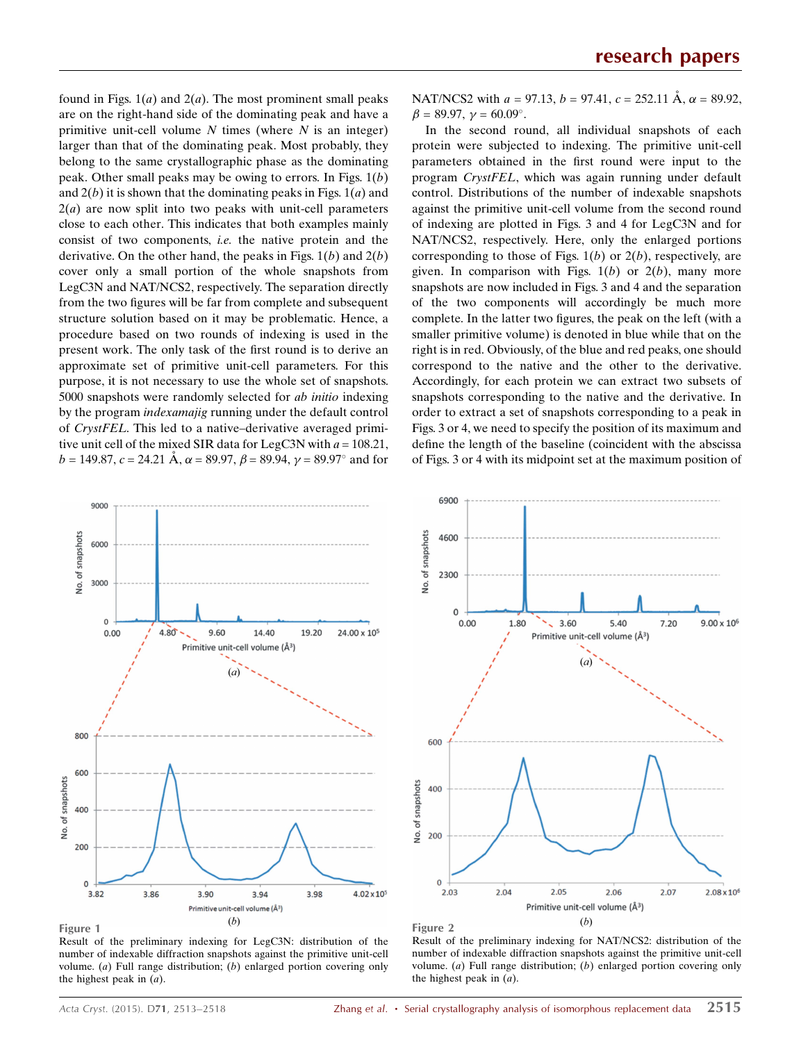found in Figs. 1(*a*) and 2(*a*). The most prominent small peaks are on the right-hand side of the dominating peak and have a primitive unit-cell volume $N$ times (where $N$ is an integer) larger than that of the dominating peak. Most probably, they belong to the same crystallographic phase as the dominating peak. Other small peaks may be owing to errors. In Figs. 1(*b*) and 2(*b*) it is shown that the dominating peaks in Figs. 1(*a*) and 2(*a*) are now split into two peaks with unit-cell parameters close to each other. This indicates that both examples mainly consist of two components, *i.e.* the native protein and the derivative. On the other hand, the peaks in Figs. 1(*b*) and 2(*b*) cover only a small portion of the whole snapshots from LegC3N and NAT/NCS2, respectively. The separation directly from the two figures will be far from complete and subsequent structure solution based on it may be problematic. Hence, a procedure based on two rounds of indexing is used in the present work. The only task of the first round is to derive an approximate set of primitive unit-cell parameters. For this purpose, it is not necessary to use the whole set of snapshots. 5000 snapshots were randomly selected for *ab initio* indexing by the program *indexamajig* running under the default control of *CrystFEL*. This led to a native–derivative averaged primitive unit cell of the mixed SIR data for LegC3N with $a$ = 108.21, $b$ = 149.87, $c$ = 24.21 Å, $\alpha$ = 89.97, $\beta$ = 89.94, $\gamma$ = 89.97° and for NAT/NCS2 with $a$ = 97.13, $b$ = 97.41, $c$ = 252.11 Å, $\alpha$ = 89.92, $\beta$ = 89.97, $\gamma$ = 60.09°.

In the second round, all individual snapshots of each protein were subjected to indexing. The primitive unit-cell parameters obtained in the first round were input to the program *CrystFEL*, which was again running under default control. Distributions of the number of indexable snapshots against the primitive unit-cell volume from the second round of indexing are plotted in Figs. 3 and 4 for LegC3N and for NAT/NCS2, respectively. Here, only the enlarged portions corresponding to those of Figs. 1(*b*) or 2(*b*), respectively, are given. In comparison with Figs. 1(*b*) or 2(*b*), many more snapshots are now included in Figs. 3 and 4 and the separation of the two components will accordingly be much more complete. In the latter two figures, the peak on the left (with a smaller primitive volume) is denoted in blue while that on the right is in red. Obviously, of the blue and red peaks, one should correspond to the native and the other to the derivative. Accordingly, for each protein we can extract two subsets of snapshots corresponding to the native and the derivative. In order to extract a set of snapshots corresponding to a peak in Figs. 3 or 4, we need to specify the position of its maximum and define the length of the baseline (coincident with the abscissa of Figs. 3 or 4 with its midpoint set at the maximum position of

**Figure 1**
Result of the preliminary indexing for LegC3N: distribution of the number of indexable diffraction snapshots against the primitive unit-cell volume. (*a*) Full range distribution; (*b*) enlarged portion covering only the highest peak in (*a*).

**Figure 2**
Result of the preliminary indexing for NAT/NCS2: distribution of the number of indexable diffraction snapshots against the primitive unit-cell volume. (*a*) Full range distribution; (*b*) enlarged portion covering only the highest peak in (*a*).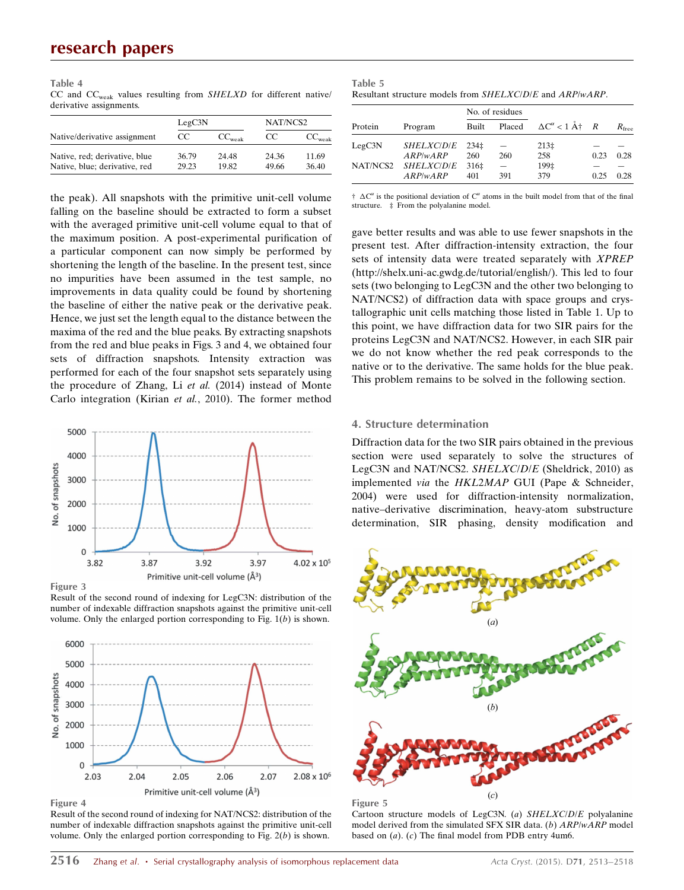Table 4

CC and $CC_{weak}$ values resulting from *SHELXD* for different native/derivative assignments.

| Native/derivative assignment | LegC3N CC | LegC3N $CC_{weak}$ | NAT/NCS2 CC | NAT/NCS2 $CC_{weak}$ |
|---|---|---|---|---|
| Native, red; derivative, blue | 36.79 | 24.48 | 24.36 | 11.69 |
| Native, blue; derivative, red | 29.23 | 19.82 | 49.66 | 36.40 |

the peak). All snapshots with the primitive unit-cell volume falling on the baseline should be extracted to form a subset with the averaged primitive unit-cell volume equal to that of the maximum position. A post-experimental purification of a particular component can now simply be performed by shortening the length of the baseline. In the present test, since no impurities have been assumed in the test sample, no improvements in data quality could be found by shortening the baseline of either the native peak or the derivative peak. Hence, we just set the length equal to the distance between the maxima of the red and the blue peaks. By extracting snapshots from the red and blue peaks in Figs. 3 and 4, we obtained four sets of diffraction snapshots. Intensity extraction was performed for each of the four snapshot sets separately using the procedure of Zhang, Li *et al.* (2014) instead of Monte Carlo integration (Kirian *et al.*, 2010). The former method gave better results and was able to use fewer snapshots in the present test. After diffraction-intensity extraction, the four sets of intensity data were treated separately with *XPREP* (http://shelx.uni-ac.gwdg.de/tutorial/english/). This led to four sets (two belonging to LegC3N and the other two belonging to NAT/NCS2) of diffraction data with space groups and crystallographic unit cells matching those listed in Table 1. Up to this point, we have diffraction data for two SIR pairs for the proteins LegC3N and NAT/NCS2. However, in each SIR pair we do not know whether the red peak corresponds to the native or to the derivative. The same holds for the blue peak. This problem remains to be solved in the following section.

Figure 3

Result of the second round of indexing for LegC3N: distribution of the number of indexable diffraction snapshots against the primitive unit-cell volume. Only the enlarged portion corresponding to Fig. 1(*b*) is shown.

Figure 4

Result of the second round of indexing for NAT/NCS2: distribution of the number of indexable diffraction snapshots against the primitive unit-cell volume. Only the enlarged portion corresponding to Fig. 2(*b*) is shown.

Table 5

Resultant structure models from *SHELXC*/*D*/*E* and *ARP*/*wARP*.

| Protein | Program | No. of residues Built | No. of residues Placed | $\Delta C^{\alpha} < 1$ Å† | $R$ | $R_{free}$ |
|---|---|---|---|---|---|---|
| LegC3N | *SHELXC*/*D*/*E* | 234‡ | — | 213‡ | — | — |
| | *ARP*/*wARP* | 260 | 260 | 258 | 0.23 | 0.28 |
| NAT/NCS2 | *SHELXC*/*D*/*E* | 316‡ | — | 199‡ | — | — |
| | *ARP*/*wARP* | 401 | 391 | 379 | 0.25 | 0.28 |

† $\Delta C^{\alpha}$ is the positional deviation of $C^{\alpha}$ atoms in the built model from that of the final structure. ‡ From the polyalanine model.

## 4. Structure determination

Diffraction data for the two SIR pairs obtained in the previous section were used separately to solve the structures of LegC3N and NAT/NCS2. *SHELXC*/*D*/*E* (Sheldrick, 2010) as implemented *via* the *HKL2MAP* GUI (Pape & Schneider, 2004) were used for diffraction-intensity normalization, native–derivative discrimination, heavy-atom substructure determination, SIR phasing, density modification and

Figure 5

Cartoon structure models of LegC3N. (*a*) *SHELXC*/*D*/*E* polyalanine model derived from the simulated SFX SIR data. (*b*) *ARP*/*wARP* model based on (*a*). (*c*) The final model from PDB entry 4um6.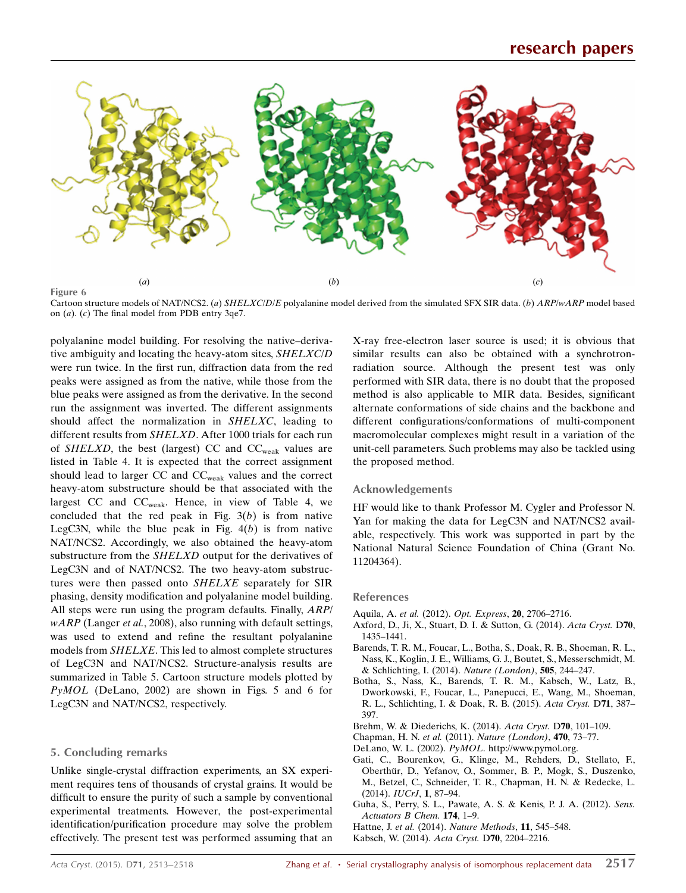Figure 6

Cartoon structure models of NAT/NCS2. (*a*) *SHELXC*/*D*/*E* polyalanine model derived from the simulated SFX SIR data. (*b*) *ARP*/*wARP* model based on (*a*). (*c*) The final model from PDB entry 3qe7.

polyalanine model building. For resolving the native–derivative ambiguity and locating the heavy-atom sites, *SHELXC*/*D* were run twice. In the first run, diffraction data from the red peaks were assigned as from the native, while those from the blue peaks were assigned as from the derivative. In the second run the assignment was inverted. The different assignments should affect the normalization in *SHELXC*, leading to different results from *SHELXD*. After 1000 trials for each run of *SHELXD*, the best (largest) CC and $CC_{weak}$ values are listed in Table 4. It is expected that the correct assignment should lead to larger CC and $CC_{weak}$ values and the correct heavy-atom substructure should be that associated with the largest CC and $CC_{weak}$. Hence, in view of Table 4, we concluded that the red peak in Fig. 3(*b*) is from native LegC3N, while the blue peak in Fig. 4(*b*) is from native NAT/NCS2. Accordingly, we also obtained the heavy-atom substructure from the *SHELXD* output for the derivatives of LegC3N and of NAT/NCS2. The two heavy-atom substructures were then passed onto *SHELXE* separately for SIR phasing, density modification and polyalanine model building. All steps were run using the program defaults. Finally, *ARP*/*wARP* (Langer *et al.*, 2008), also running with default settings, was used to extend and refine the resultant polyalanine models from *SHELXE*. This led to almost complete structures of LegC3N and NAT/NCS2. Structure-analysis results are summarized in Table 5. Cartoon structure models plotted by *PyMOL* (DeLano, 2002) are shown in Figs. 5 and 6 for LegC3N and NAT/NCS2, respectively.

## 5. Concluding remarks

Unlike single-crystal diffraction experiments, an SX experiment requires tens of thousands of crystal grains. It would be difficult to ensure the purity of such a sample by conventional experimental treatments. However, the post-experimental identification/purification procedure may solve the problem effectively. The present test was performed assuming that an X-ray free-electron laser source is used; it is obvious that similar results can also be obtained with a synchrotron-radiation source. Although the present test was only performed with SIR data, there is no doubt that the proposed method is also applicable to MIR data. Besides, significant alternate conformations of side chains and the backbone and different configurations/conformations of multi-component macromolecular complexes might result in a variation of the unit-cell parameters. Such problems may also be tackled using the proposed method.

### Acknowledgements

HF would like to thank Professor M. Cygler and Professor N. Yan for making the data for LegC3N and NAT/NCS2 available, respectively. This work was supported in part by the National Natural Science Foundation of China (Grant No. 11204364).

### References

Aquila, A. *et al.* (2012). *Opt. Express*, **20**, 2706–2716.
Axford, D., Ji, X., Stuart, D. I. & Sutton, G. (2014). *Acta Cryst.* D**70**, 1435–1441.
Barends, T. R. M., Foucar, L., Botha, S., Doak, R. B., Shoeman, R. L., Nass, K., Koglin, J. E., Williams, G. J., Boutet, S., Messerschmidt, M. & Schlichting, I. (2014). *Nature (London)*, **505**, 244–247.
Botha, S., Nass, K., Barends, T. R. M., Kabsch, W., Latz, B., Dworkowski, F., Foucar, L., Panepucci, E., Wang, M., Shoeman, R. L., Schlichting, I. & Doak, R. B. (2015). *Acta Cryst.* D**71**, 387–397.
Brehm, W. & Diederichs, K. (2014). *Acta Cryst.* D**70**, 101–109.
Chapman, H. N. *et al.* (2011). *Nature (London)*, **470**, 73–77.
DeLano, W. L. (2002). *PyMOL*. http://www.pymol.org.
Gati, C., Bourenkov, G., Klinge, M., Rehders, D., Stellato, F., Oberthür, D., Yefanov, O., Sommer, B. P., Mogk, S., Duszenko, M., Betzel, C., Schneider, T. R., Chapman, H. N. & Redecke, L. (2014). *IUCrJ*, **1**, 87–94.
Guha, S., Perry, S. L., Pawate, A. S. & Kenis, P. J. A. (2012). *Sens. Actuators B Chem.* **174**, 1–9.
Hattne, J. *et al.* (2014). *Nature Methods*, **11**, 545–548.
Kabsch, W. (2014). *Acta Cryst.* D**70**, 2204–2216.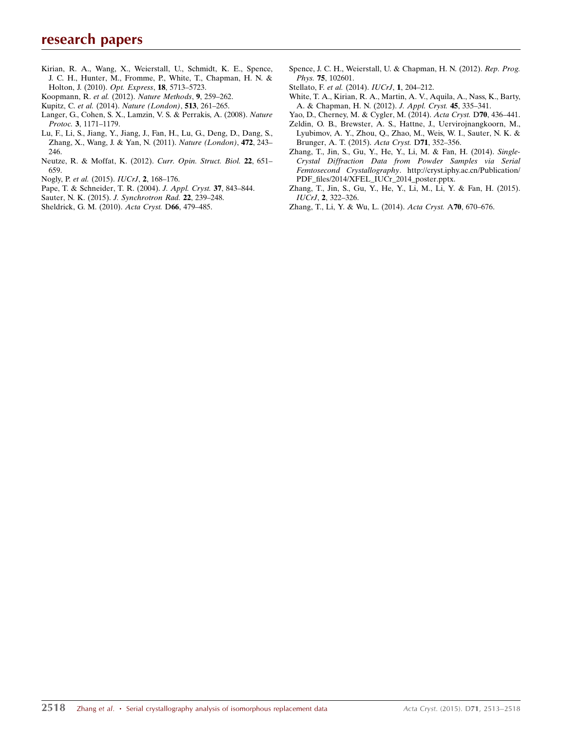Kirian, R. A., Wang, X., Weierstall, U., Schmidt, K. E., Spence, J. C. H., Hunter, M., Fromme, P., White, T., Chapman, H. N. & Holton, J. (2010). *Opt. Express*, **18**, 5713–5723.

Koopmann, R. *et al.* (2012). *Nature Methods*, **9**, 259–262.

Kupitz, C. *et al.* (2014). *Nature (London)*, **513**, 261–265.

Langer, G., Cohen, S. X., Lamzin, V. S. & Perrakis, A. (2008). *Nature Protoc.* **3**, 1171–1179.

Lu, F., Li, S., Jiang, Y., Jiang, J., Fan, H., Lu, G., Deng, D., Dang, S., Zhang, X., Wang, J. & Yan, N. (2011). *Nature (London)*, **472**, 243–246.

Neutze, R. & Moffat, K. (2012). *Curr. Opin. Struct. Biol.* **22**, 651–659.

Nogly, P. *et al.* (2015). *IUCrJ*, **2**, 168–176.

Pape, T. & Schneider, T. R. (2004). *J. Appl. Cryst.* **37**, 843–844.

Sauter, N. K. (2015). *J. Synchrotron Rad.* **22**, 239–248.

Sheldrick, G. M. (2010). *Acta Cryst.* D**66**, 479–485.

Spence, J. C. H., Weierstall, U. & Chapman, H. N. (2012). *Rep. Prog. Phys.* **75**, 102601.

Stellato, F. *et al.* (2014). *IUCrJ*, **1**, 204–212.

White, T. A., Kirian, R. A., Martin, A. V., Aquila, A., Nass, K., Barty, A. & Chapman, H. N. (2012). *J. Appl. Cryst.* **45**, 335–341.

Yao, D., Cherney, M. & Cygler, M. (2014). *Acta Cryst.* D**70**, 436–441.

Zeldin, O. B., Brewster, A. S., Hattne, J., Uervirojnangkoorn, M., Lyubimov, A. Y., Zhou, Q., Zhao, M., Weis, W. I., Sauter, N. K. & Brunger, A. T. (2015). *Acta Cryst.* D**71**, 352–356.

Zhang, T., Jin, S., Gu, Y., He, Y., Li, M. & Fan, H. (2014). *Single-Crystal Diffraction Data from Powder Samples via Serial Femtosecond Crystallography*. http://cryst.iphy.ac.cn/Publication/PDF_files/2014/XFEL_IUCr_2014_poster.pptx.

Zhang, T., Jin, S., Gu, Y., He, Y., Li, M., Li, Y. & Fan, H. (2015). *IUCrJ*, **2**, 322–326.

Zhang, T., Li, Y. & Wu, L. (2014). *Acta Cryst.* A**70**, 670–676.